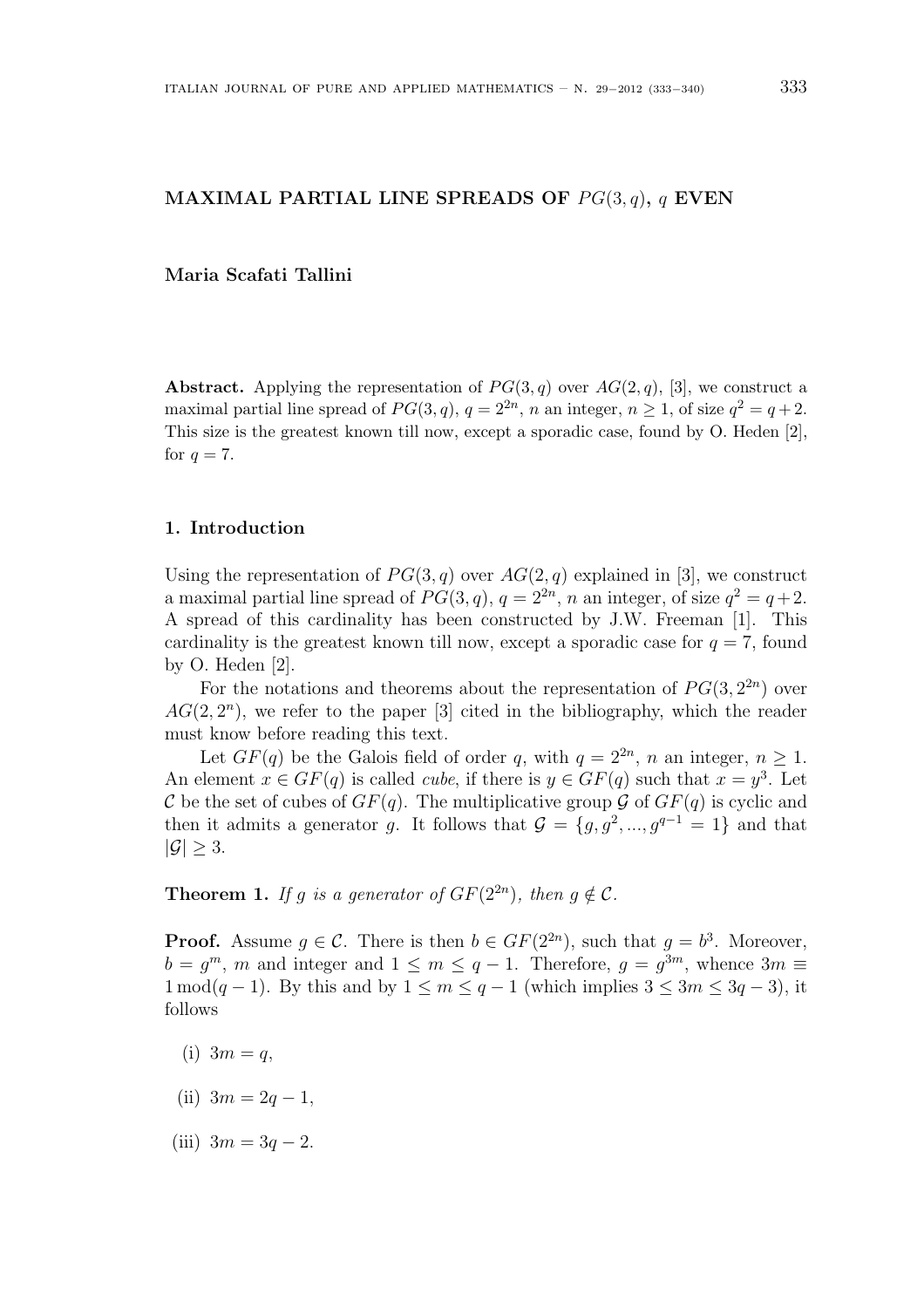# MAXIMAL PARTIAL LINE SPREADS OF $PG(3, q)$, $q$ EVEN

**Maria Scafati Tallini**

**Abstract.** Applying the representation of $PG(3, q)$ over $AG(2, q)$, [3], we construct a maximal partial line spread of $PG(3, q)$, $q = 2^{2n}$, $n$ an integer, $n \geq 1$, of size $q^2 = q + 2$. This size is the greatest known till now, except a sporadic case, found by O. Heden [2], for $q = 7$.

## 1. Introduction

Using the representation of $PG(3, q)$ over $AG(2, q)$ explained in [3], we construct a maximal partial line spread of $PG(3, q)$, $q = 2^{2n}$, $n$ an integer, of size $q^2 = q + 2$. A spread of this cardinality has been constructed by J.W. Freeman [1]. This cardinality is the greatest known till now, except a sporadic case for $q = 7$, found by O. Heden [2].

For the notations and theorems about the representation of $PG(3, 2^{2n})$ over $AG(2, 2^n)$, we refer to the paper [3] cited in the bibliography, which the reader must know before reading this text.

Let $GF(q)$ be the Galois field of order $q$, with $q = 2^{2n}$, $n$ an integer, $n \geq 1$. An element $x \in GF(q)$ is called *cube*, if there is $y \in GF(q)$ such that $x = y^3$. Let $\mathcal{C}$ be the set of cubes of $GF(q)$. The multiplicative group $\mathcal{G}$ of $GF(q)$ is cyclic and then it admits a generator $g$. It follows that $\mathcal{G} = \{g, g^2, ..., g^{q-1} = 1\}$ and that $|\mathcal{G}| \geq 3$.

**Theorem 1.** *If $g$ is a generator of $GF(2^{2n})$, then $g \notin \mathcal{C}$.*

**Proof.** Assume $g \in \mathcal{C}$. There is then $b \in GF(2^{2n})$, such that $g = b^3$. Moreover, $b = g^m$, $m$ and integer and $1 \leq m \leq q - 1$. Therefore, $g = g^{3m}$, whence $3m \equiv 1 \bmod (q - 1)$. By this and by $1 \leq m \leq q - 1$ (which implies $3 \leq 3m \leq 3q - 3$), it follows

(i) $3m = q$,

(ii) $3m = 2q - 1$,

(iii) $3m = 3q - 2$.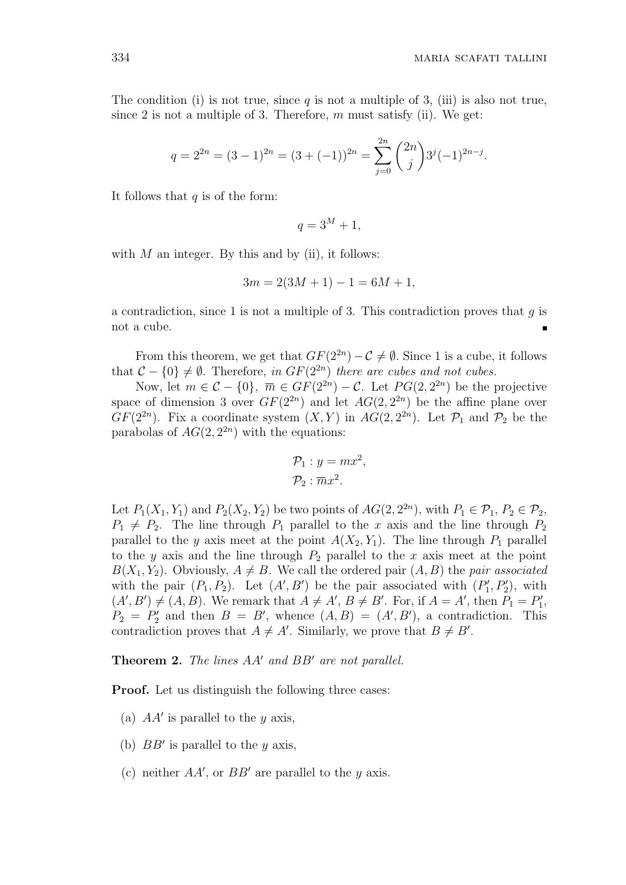The condition (i) is not true, since $q$ is not a multiple of 3, (iii) is also not true, since 2 is not a multiple of 3. Therefore, $m$ must satisfy (ii). We get:

$$q = 2^{2n} = (3-1)^{2n} = (3+(-1))^{2n} = \sum_{j=0}^{2n} \binom{2n}{j} 3^j (-1)^{2n-j}.$$

It follows that $q$ is of the form:

$$q = 3^M + 1,$$

with $M$ an integer. By this and by (ii), it follows:

$$3m = 2(3M+1) - 1 = 6M + 1,$$

a contradiction, since 1 is not a multiple of 3. This contradiction proves that $g$ is not a cube. ∎

From this theorem, we get that $GF(2^{2n}) - \mathcal{C} \neq \emptyset$. Since 1 is a cube, it follows that $\mathcal{C} - \{0\} \neq \emptyset$. Therefore, *in $GF(2^{2n})$ there are cubes and not cubes.*

Now, let $m \in \mathcal{C} - \{0\}$, $\overline{m} \in GF(2^{2n}) - \mathcal{C}$. Let $PG(2, 2^{2n})$ be the projective space of dimension 3 over $GF(2^{2n})$ and let $AG(2, 2^{2n})$ be the affine plane over $GF(2^{2n})$. Fix a coordinate system $(X, Y)$ in $AG(2, 2^{2n})$. Let $\mathcal{P}_1$ and $\mathcal{P}_2$ be the parabolas of $AG(2, 2^{2n})$ with the equations:

$$\mathcal{P}_1 : y = mx^2,$$
$$\mathcal{P}_2 : \overline{m}x^2.$$

Let $P_1(X_1, Y_1)$ and $P_2(X_2, Y_2)$ be two points of $AG(2, 2^{2n})$, with $P_1 \in \mathcal{P}_1$, $P_2 \in \mathcal{P}_2$, $P_1 \neq P_2$. The line through $P_1$ parallel to the $x$ axis and the line through $P_2$ parallel to the $y$ axis meet at the point $A(X_2, Y_1)$. The line through $P_1$ parallel to the $y$ axis and the line through $P_2$ parallel to the $x$ axis meet at the point $B(X_1, Y_2)$. Obviously, $A \neq B$. We call the ordered pair $(A, B)$ the *pair associated* with the pair $(P_1, P_2)$. Let $(A', B')$ be the pair associated with $(P_1', P_2')$, with $(A', B') \neq (A, B)$. We remark that $A \neq A'$, $B \neq B'$. For, if $A = A'$, then $P_1 = P_1'$, $P_2 = P_2'$ and then $B = B'$, whence $(A, B) = (A', B')$, a contradiction. This contradiction proves that $A \neq A'$. Similarly, we prove that $B \neq B'$.

**Theorem 2.** *The lines $AA'$ and $BB'$ are not parallel.*

**Proof.** Let us distinguish the following three cases:

(a) $AA'$ is parallel to the $y$ axis,

(b) $BB'$ is parallel to the $y$ axis,

(c) neither $AA'$, or $BB'$ are parallel to the $y$ axis.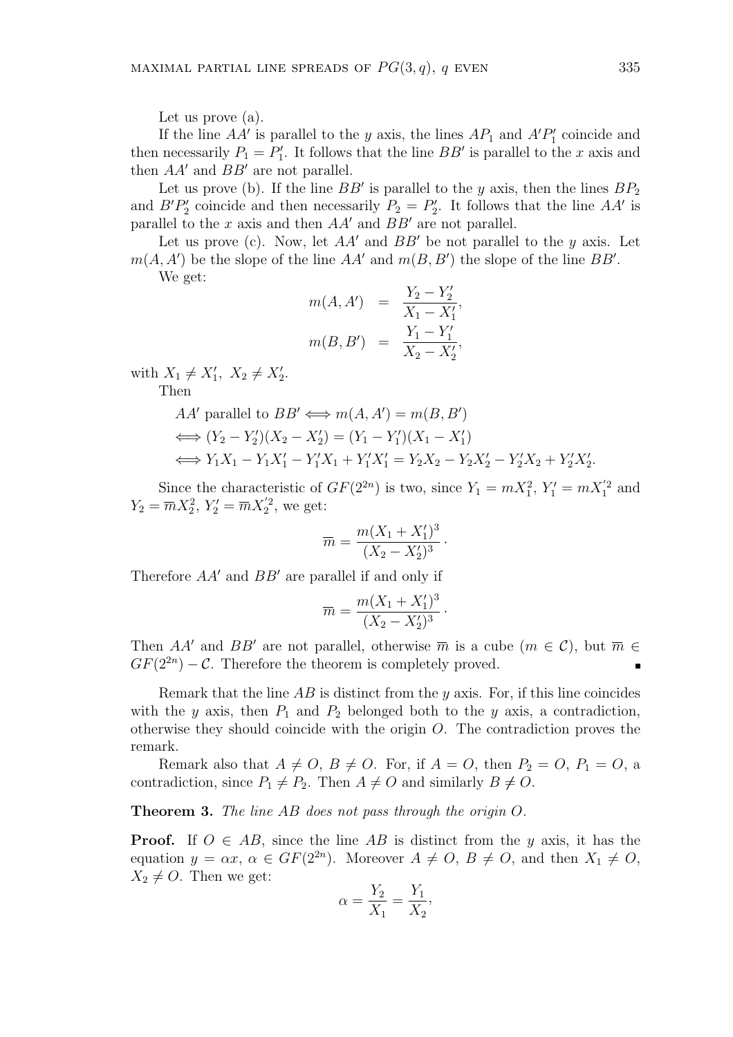Let us prove (a).

If the line $AA'$ is parallel to the $y$ axis, the lines $AP_1$ and $A'P_1'$ coincide and then necessarily $P_1 = P_1'$. It follows that the line $BB'$ is parallel to the $x$ axis and then $AA'$ and $BB'$ are not parallel.

Let us prove (b). If the line $BB'$ is parallel to the $y$ axis, then the lines $BP_2$ and $B'P_2'$ coincide and then necessarily $P_2 = P_2'$. It follows that the line $AA'$ is parallel to the $x$ axis and then $AA'$ and $BB'$ are not parallel.

Let us prove (c). Now, let $AA'$ and $BB'$ be not parallel to the $y$ axis. Let $m(A, A')$ be the slope of the line $AA'$ and $m(B, B')$ the slope of the line $BB'$.

We get:

$$\begin{aligned} m(A, A') &= \frac{Y_2 - Y_2'}{X_1 - X_1'}, \\ m(B, B') &= \frac{Y_1 - Y_1'}{X_2 - X_2'}, \end{aligned}$$

with $X_1 \neq X_1',\ X_2 \neq X_2'$.

Then

$$\begin{aligned} &AA' \text{ parallel to } BB' \Longleftrightarrow m(A, A') = m(B, B') \\ &\Longleftrightarrow (Y_2 - Y_2')(X_2 - X_2') = (Y_1 - Y_1')(X_1 - X_1') \\ &\Longleftrightarrow Y_1X_1 - Y_1X_1' - Y_1'X_1 + Y_1'X_1' = Y_2X_2 - Y_2X_2' - Y_2'X_2 + Y_2'X_2'. \end{aligned}$$

Since the characteristic of $GF(2^{2n})$ is two, since $Y_1 = mX_1^2$, $Y_1' = mX_1'^2$ and $Y_2 = \overline{m}X_2^2$, $Y_2' = \overline{m}X_2'^2$, we get:

$$\overline{m} = \frac{m(X_1 + X_1')^3}{(X_2 - X_2')^3}\,.$$

Therefore $AA'$ and $BB'$ are parallel if and only if

$$\overline{m} = \frac{m(X_1 + X_1')^3}{(X_2 - X_2')^3}\,.$$

Then $AA'$ and $BB'$ are not parallel, otherwise $\overline{m}$ is a cube ($m \in \mathcal{C}$), but $\overline{m} \in GF(2^{2n}) - \mathcal{C}$. Therefore the theorem is completely proved. ∎

Remark that the line $AB$ is distinct from the $y$ axis. For, if this line coincides with the $y$ axis, then $P_1$ and $P_2$ belonged both to the $y$ axis, a contradiction, otherwise they should coincide with the origin $O$. The contradiction proves the remark.

Remark also that $A \neq O$, $B \neq O$. For, if $A = O$, then $P_2 = O$, $P_1 = O$, a contradiction, since $P_1 \neq P_2$. Then $A \neq O$ and similarly $B \neq O$.

**Theorem 3.** *The line $AB$ does not pass through the origin $O$.*

**Proof.** If $O \in AB$, since the line $AB$ is distinct from the $y$ axis, it has the equation $y = \alpha x$, $\alpha \in GF(2^{2n})$. Moreover $A \neq O$, $B \neq O$, and then $X_1 \neq O$, $X_2 \neq O$. Then we get:

$$\alpha = \frac{Y_2}{X_1} = \frac{Y_1}{X_2},$$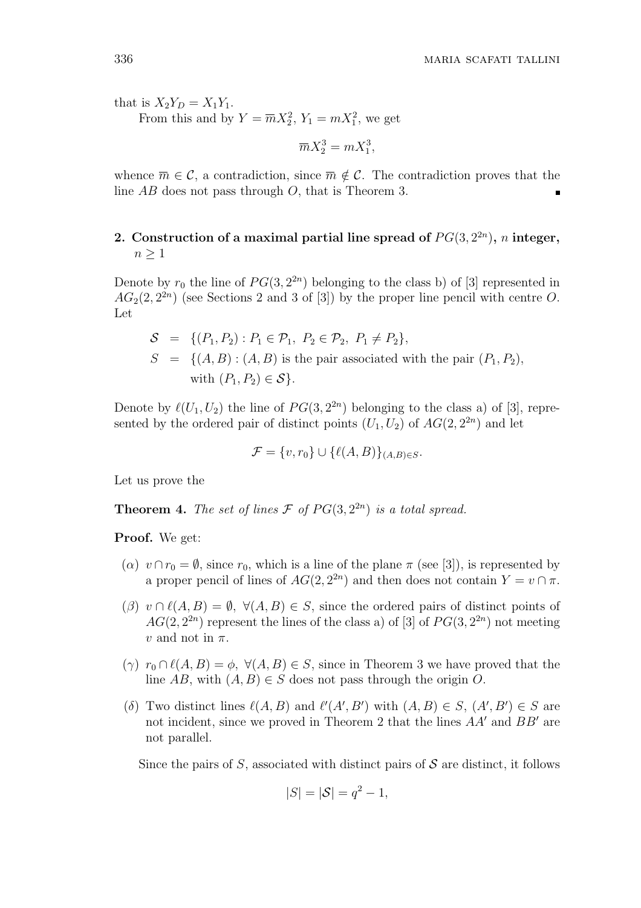that is $X_2 Y_D = X_1 Y_1$.

From this and by $Y = \overline{m} X_2^2$, $Y_1 = m X_1^2$, we get

$$\overline{m} X_2^3 = m X_1^3,$$

whence $\overline{m} \in \mathcal{C}$, a contradiction, since $\overline{m} \notin \mathcal{C}$. The contradiction proves that the line $AB$ does not pass through $O$, that is Theorem 3. ∎

## 2. Construction of a maximal partial line spread of $PG(3, 2^{2n})$, $n$ integer, $n \geq 1$

Denote by $r_0$ the line of $PG(3, 2^{2n})$ belonging to the class b) of [3] represented in $AG_2(2, 2^{2n})$ (see Sections 2 and 3 of [3]) by the proper line pencil with centre $O$. Let

$$\begin{aligned}
\mathcal{S} &= \{(P_1, P_2) : P_1 \in \mathcal{P}_1,\ P_2 \in \mathcal{P}_2,\ P_1 \neq P_2\}, \\
S &= \{(A, B) : (A, B) \text{ is the pair associated with the pair } (P_1, P_2), \\
&\qquad \text{with } (P_1, P_2) \in \mathcal{S}\}.
\end{aligned}$$

Denote by $\ell(U_1, U_2)$ the line of $PG(3, 2^{2n})$ belonging to the class a) of [3], represented by the ordered pair of distinct points $(U_1, U_2)$ of $AG(2, 2^{2n})$ and let

$$\mathcal{F} = \{v, r_0\} \cup \{\ell(A, B)\}_{(A,B) \in S}.$$

Let us prove the

**Theorem 4.** *The set of lines $\mathcal{F}$ of $PG(3, 2^{2n})$ is a total spread.*

**Proof.** We get:

- ($\alpha$) $v \cap r_0 = \emptyset$, since $r_0$, which is a line of the plane $\pi$ (see [3]), is represented by a proper pencil of lines of $AG(2, 2^{2n})$ and then does not contain $Y = v \cap \pi$.
- ($\beta$) $v \cap \ell(A, B) = \emptyset$, $\forall (A, B) \in S$, since the ordered pairs of distinct points of $AG(2, 2^{2n})$ represent the lines of the class a) of [3] of $PG(3, 2^{2n})$ not meeting $v$ and not in $\pi$.
- ($\gamma$) $r_0 \cap \ell(A, B) = \phi$, $\forall (A, B) \in S$, since in Theorem 3 we have proved that the line $AB$, with $(A, B) \in S$ does not pass through the origin $O$.
- ($\delta$) Two distinct lines $\ell(A, B)$ and $\ell'(A', B')$ with $(A, B) \in S$, $(A', B') \in S$ are not incident, since we proved in Theorem 2 that the lines $AA'$ and $BB'$ are not parallel.

Since the pairs of $S$, associated with distinct pairs of $\mathcal{S}$ are distinct, it follows

$$|S| = |\mathcal{S}| = q^2 - 1,$$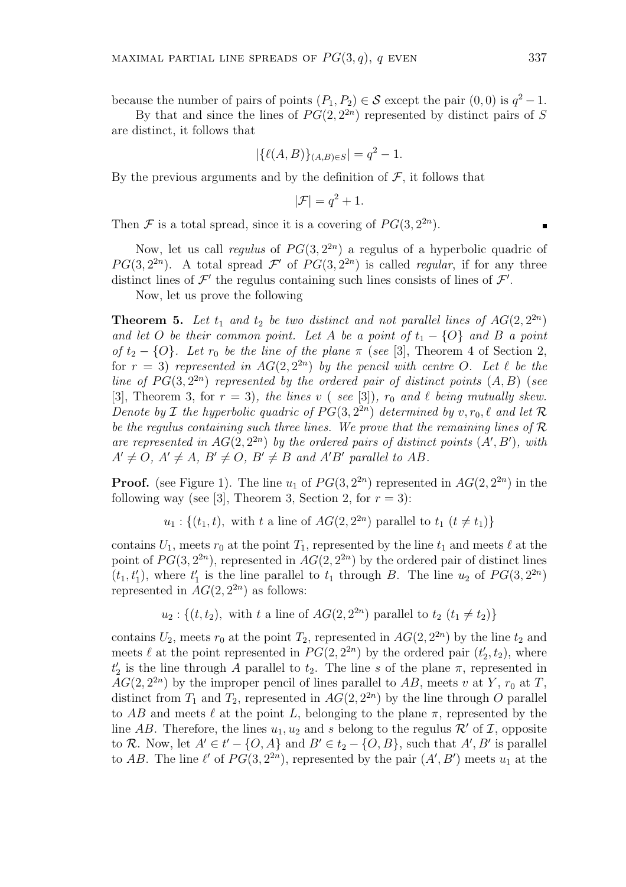because the number of pairs of points $(P_1, P_2) \in \mathcal{S}$ except the pair $(0, 0)$ is $q^2 - 1$.

By that and since the lines of $PG(2, 2^{2n})$ represented by distinct pairs of $S$ are distinct, it follows that

$$|\{\ell(A, B)\}_{(A,B)\in S}| = q^2 - 1.$$

By the previous arguments and by the definition of $\mathcal{F}$, it follows that

$$|\mathcal{F}| = q^2 + 1.$$

Then $\mathcal{F}$ is a total spread, since it is a covering of $PG(3, 2^{2n})$. ∎

Now, let us call *regulus* of $PG(3, 2^{2n})$ a regulus of a hyperbolic quadric of $PG(3, 2^{2n})$. A total spread $\mathcal{F}'$ of $PG(3, 2^{2n})$ is called *regular*, if for any three distinct lines of $\mathcal{F}'$ the regulus containing such lines consists of lines of $\mathcal{F}'$.

Now, let us prove the following

**Theorem 5.** *Let $t_1$ and $t_2$ be two distinct and not parallel lines of $AG(2, 2^{2n})$ and let $O$ be their common point. Let $A$ be a point of $t_1 - \{O\}$ and $B$ a point of $t_2 - \{O\}$. Let $r_0$ be the line of the plane $\pi$ (see* [3], *Theorem 4 of Section 2, for $r = 3$) represented in $AG(2, 2^{2n})$ by the pencil with centre $O$. Let $\ell$ be the line of $PG(3, 2^{2n})$ represented by the ordered pair of distinct points $(A, B)$ (see* [3], *Theorem 3, for $r = 3$), the lines $v$ ( see* [3]*), $r_0$ and $\ell$ being mutually skew. Denote by $\mathcal{I}$ the hyperbolic quadric of $PG(3, 2^{2n})$ determined by $v, r_0, \ell$ and let $\mathcal{R}$ be the regulus containing such three lines. We prove that the remaining lines of $\mathcal{R}$ are represented in $AG(2, 2^{2n})$ by the ordered pairs of distinct points $(A', B')$, with $A' \neq O$, $A' \neq A$, $B' \neq O$, $B' \neq B$ and $A'B'$ parallel to $AB$.*

**Proof.** (see Figure 1). The line $u_1$ of $PG(3, 2^{2n})$ represented in $AG(2, 2^{2n})$ in the following way (see [3], Theorem 3, Section 2, for $r = 3$):

$$u_1 : \{(t_1, t), \text{ with } t \text{ a line of } AG(2, 2^{2n}) \text{ parallel to } t_1 \ (t \neq t_1)\}$$

contains $U_1$, meets $r_0$ at the point $T_1$, represented by the line $t_1$ and meets $\ell$ at the point of $PG(3, 2^{2n})$, represented in $AG(2, 2^{2n})$ by the ordered pair of distinct lines $(t_1, t_1')$, where $t_1'$ is the line parallel to $t_1$ through $B$. The line $u_2$ of $PG(3, 2^{2n})$ represented in $AG(2, 2^{2n})$ as follows:

$$u_2 : \{(t, t_2), \text{ with } t \text{ a line of } AG(2, 2^{2n}) \text{ parallel to } t_2 \ (t_1 \neq t_2)\}$$

contains $U_2$, meets $r_0$ at the point $T_2$, represented in $AG(2, 2^{2n})$ by the line $t_2$ and meets $\ell$ at the point represented in $PG(2, 2^{2n})$ by the ordered pair $(t_2', t_2)$, where $t_2'$ is the line through $A$ parallel to $t_2$. The line $s$ of the plane $\pi$, represented in $AG(2, 2^{2n})$ by the improper pencil of lines parallel to $AB$, meets $v$ at $Y$, $r_0$ at $T$, distinct from $T_1$ and $T_2$, represented in $AG(2, 2^{2n})$ by the line through $O$ parallel to $AB$ and meets $\ell$ at the point $L$, belonging to the plane $\pi$, represented by the line $AB$. Therefore, the lines $u_1, u_2$ and $s$ belong to the regulus $\mathcal{R}'$ of $\mathcal{I}$, opposite to $\mathcal{R}$. Now, let $A' \in t' - \{O, A\}$ and $B' \in t_2 - \{O, B\}$, such that $A', B'$ is parallel to $AB$. The line $\ell'$ of $PG(3, 2^{2n})$, represented by the pair $(A', B')$ meets $u_1$ at the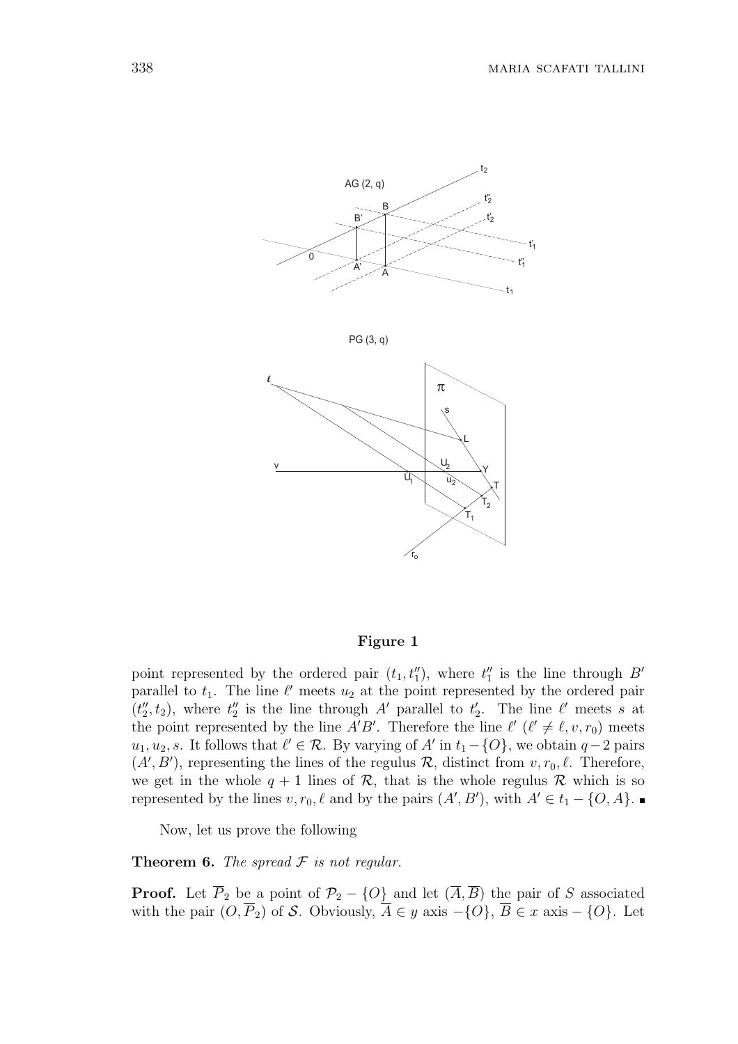AG (2, q)

PG (3, q)

**Figure 1**

point represented by the ordered pair $(t_1, t_1'')$, where $t_1''$ is the line through $B'$ parallel to $t_1$. The line $\ell'$ meets $u_2$ at the point represented by the ordered pair $(t_2'', t_2)$, where $t_2''$ is the line through $A'$ parallel to $t_2'$. The line $\ell'$ meets $s$ at the point represented by the line $A'B'$. Therefore the line $\ell'$ ($\ell' \neq \ell, v, r_0$) meets $u_1, u_2, s$. It follows that $\ell' \in \mathcal{R}$. By varying of $A'$ in $t_1 - \{O\}$, we obtain $q-2$ pairs $(A', B')$, representing the lines of the regulus $\mathcal{R}$, distinct from $v, r_0, \ell$. Therefore, we get in the whole $q+1$ lines of $\mathcal{R}$, that is the whole regulus $\mathcal{R}$ which is so represented by the lines $v, r_0, \ell$ and by the pairs $(A', B')$, with $A' \in t_1 - \{O, A\}$. ∎

Now, let us prove the following

**Theorem 6.** *The spread $\mathcal{F}$ is not regular.*

**Proof.** Let $\overline{P}_2$ be a point of $\mathcal{P}_2 - \{O\}$ and let $(\overline{A}, \overline{B})$ the pair of $S$ associated with the pair $(O, \overline{P}_2)$ of $\mathcal{S}$. Obviously, $\overline{A} \in y$ axis $-\{O\}$, $\overline{B} \in x$ axis $-\{O\}$. Let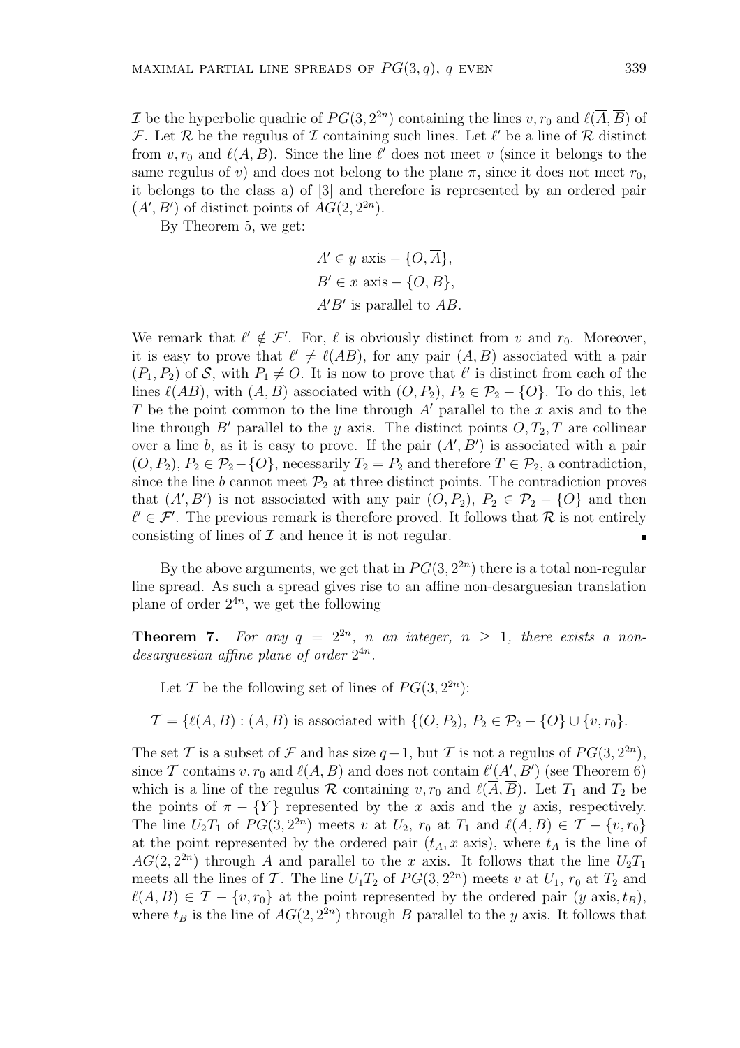$\mathcal{I}$ be the hyperbolic quadric of $PG(3, 2^{2n})$ containing the lines $v, r_0$ and $\ell(\overline{A}, \overline{B})$ of $\mathcal{F}$. Let $\mathcal{R}$ be the regulus of $\mathcal{I}$ containing such lines. Let $\ell'$ be a line of $\mathcal{R}$ distinct from $v, r_0$ and $\ell(\overline{A}, \overline{B})$. Since the line $\ell'$ does not meet $v$ (since it belongs to the same regulus of $v$) and does not belong to the plane $\pi$, since it does not meet $r_0$, it belongs to the class a) of [3] and therefore is represented by an ordered pair $(A', B')$ of distinct points of $AG(2, 2^{2n})$.

By Theorem 5, we get:

$$
\begin{aligned}
&A' \in y \text{ axis} - \{O, \overline{A}\},\\
&B' \in x \text{ axis} - \{O, \overline{B}\},\\
&A'B' \text{ is parallel to } AB.
\end{aligned}
$$

We remark that $\ell' \notin \mathcal{F}'$. For, $\ell$ is obviously distinct from $v$ and $r_0$. Moreover, it is easy to prove that $\ell' \neq \ell(AB)$, for any pair $(A, B)$ associated with a pair $(P_1, P_2)$ of $\mathcal{S}$, with $P_1 \neq O$. It is now to prove that $\ell'$ is distinct from each of the lines $\ell(AB)$, with $(A, B)$ associated with $(O, P_2)$, $P_2 \in \mathcal{P}_2 - \{O\}$. To do this, let $T$ be the point common to the line through $A'$ parallel to the $x$ axis and to the line through $B'$ parallel to the $y$ axis. The distinct points $O, T_2, T$ are collinear over a line $b$, as it is easy to prove. If the pair $(A', B')$ is associated with a pair $(O, P_2)$, $P_2 \in \mathcal{P}_2 - \{O\}$, necessarily $T_2 = P_2$ and therefore $T \in \mathcal{P}_2$, a contradiction, since the line $b$ cannot meet $\mathcal{P}_2$ at three distinct points. The contradiction proves that $(A', B')$ is not associated with any pair $(O, P_2)$, $P_2 \in \mathcal{P}_2 - \{O\}$ and then $\ell' \in \mathcal{F}'$. The previous remark is therefore proved. It follows that $\mathcal{R}$ is not entirely consisting of lines of $\mathcal{I}$ and hence it is not regular. ∎

By the above arguments, we get that in $PG(3, 2^{2n})$ there is a total non-regular line spread. As such a spread gives rise to an affine non-desarguesian translation plane of order $2^{4n}$, we get the following

**Theorem 7.** *For any $q = 2^{2n}$, $n$ an integer, $n \geq 1$, there exists a non-desarguesian affine plane of order $2^{4n}$.*

Let $\mathcal{T}$ be the following set of lines of $PG(3, 2^{2n})$:

$$\mathcal{T} = \{\ell(A, B) : (A, B) \text{ is associated with } \{(O, P_2),\ P_2 \in \mathcal{P}_2 - \{O\} \cup \{v, r_0\}.$$

The set $\mathcal{T}$ is a subset of $\mathcal{F}$ and has size $q+1$, but $\mathcal{T}$ is not a regulus of $PG(3, 2^{2n})$, since $\mathcal{T}$ contains $v, r_0$ and $\ell(\overline{A}, \overline{B})$ and does not contain $\ell'(A', B')$ (see Theorem 6) which is a line of the regulus $\mathcal{R}$ containing $v, r_0$ and $\ell(\overline{A}, \overline{B})$. Let $T_1$ and $T_2$ be the points of $\pi - \{Y\}$ represented by the $x$ axis and the $y$ axis, respectively. The line $U_2T_1$ of $PG(3, 2^{2n})$ meets $v$ at $U_2$, $r_0$ at $T_1$ and $\ell(A, B) \in \mathcal{T} - \{v, r_0\}$ at the point represented by the ordered pair $(t_A, x \text{ axis})$, where $t_A$ is the line of $AG(2, 2^{2n})$ through $A$ and parallel to the $x$ axis. It follows that the line $U_2T_1$ meets all the lines of $\mathcal{T}$. The line $U_1T_2$ of $PG(3, 2^{2n})$ meets $v$ at $U_1$, $r_0$ at $T_2$ and $\ell(A, B) \in \mathcal{T} - \{v, r_0\}$ at the point represented by the ordered pair $(y \text{ axis}, t_B)$, where $t_B$ is the line of $AG(2, 2^{2n})$ through $B$ parallel to the $y$ axis. It follows that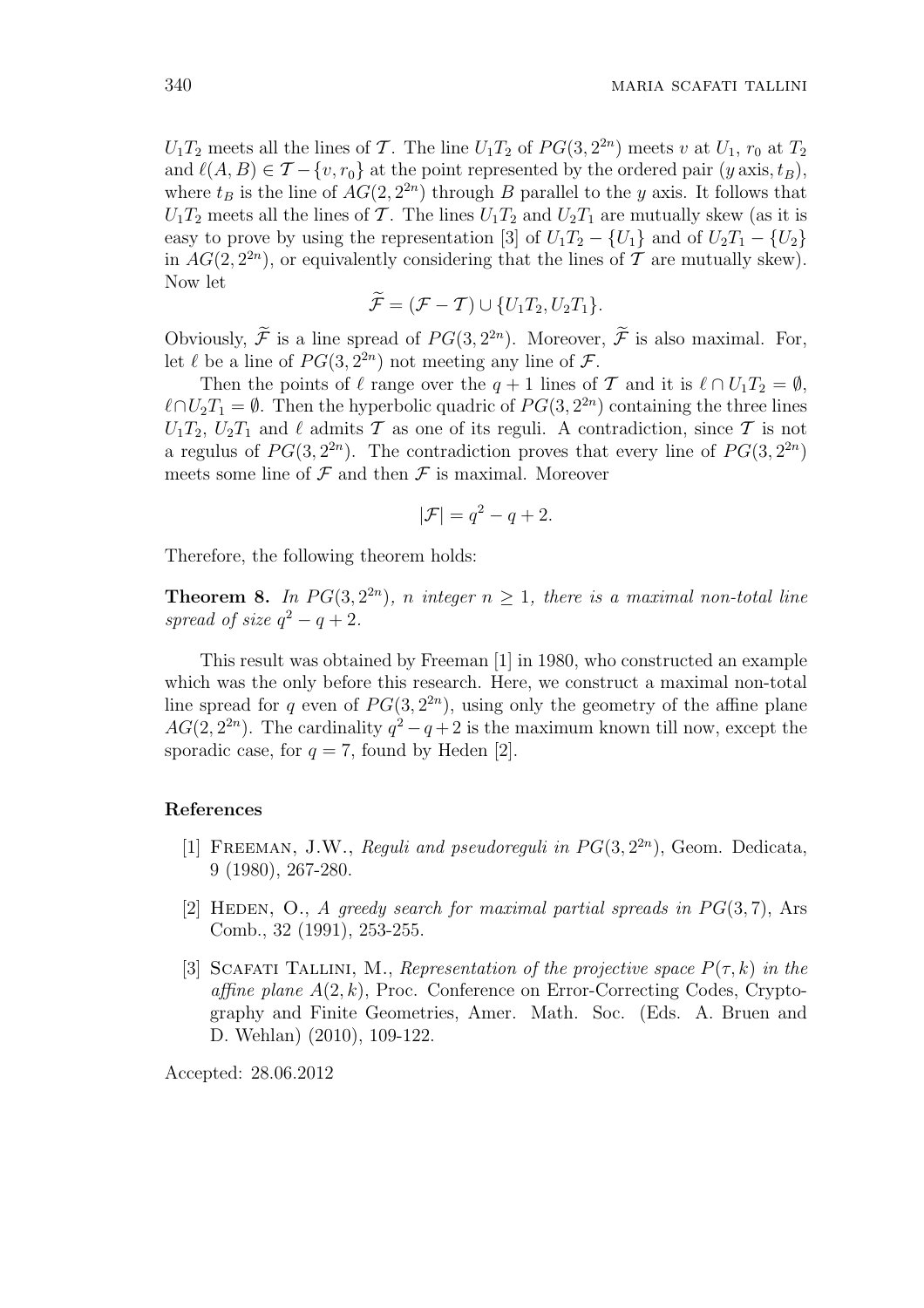$U_1T_2$ meets all the lines of $\mathcal{T}$. The line $U_1T_2$ of $PG(3, 2^{2n})$ meets $v$ at $U_1$, $r_0$ at $T_2$ and $\ell(A, B) \in \mathcal{T} - \{v, r_0\}$ at the point represented by the ordered pair ($y$ axis, $t_B$), where $t_B$ is the line of $AG(2, 2^{2n})$ through $B$ parallel to the $y$ axis. It follows that $U_1T_2$ meets all the lines of $\mathcal{T}$. The lines $U_1T_2$ and $U_2T_1$ are mutually skew (as it is easy to prove by using the representation [3] of $U_1T_2 - \{U_1\}$ and of $U_2T_1 - \{U_2\}$ in $AG(2, 2^{2n})$, or equivalently considering that the lines of $\mathcal{T}$ are mutually skew). Now let

$$\widetilde{\mathcal{F}} = (\mathcal{F} - \mathcal{T}) \cup \{U_1T_2, U_2T_1\}.$$

Obviously, $\widetilde{\mathcal{F}}$ is a line spread of $PG(3, 2^{2n})$. Moreover, $\widetilde{\mathcal{F}}$ is also maximal. For, let $\ell$ be a line of $PG(3, 2^{2n})$ not meeting any line of $\mathcal{F}$.

Then the points of $\ell$ range over the $q+1$ lines of $\mathcal{T}$ and it is $\ell \cap U_1T_2 = \emptyset$, $\ell \cap U_2T_1 = \emptyset$. Then the hyperbolic quadric of $PG(3, 2^{2n})$ containing the three lines $U_1T_2$, $U_2T_1$ and $\ell$ admits $\mathcal{T}$ as one of its reguli. A contradiction, since $\mathcal{T}$ is not a regulus of $PG(3, 2^{2n})$. The contradiction proves that every line of $PG(3, 2^{2n})$ meets some line of $\mathcal{F}$ and then $\mathcal{F}$ is maximal. Moreover

$$|\mathcal{F}| = q^2 - q + 2.$$

Therefore, the following theorem holds:

**Theorem 8.** *In $PG(3, 2^{2n})$, $n$ integer $n \geq 1$, there is a maximal non-total line spread of size $q^2 - q + 2$.*

This result was obtained by Freeman [1] in 1980, who constructed an example which was the only before this research. Here, we construct a maximal non-total line spread for $q$ even of $PG(3, 2^{2n})$, using only the geometry of the affine plane $AG(2, 2^{2n})$. The cardinality $q^2 - q + 2$ is the maximum known till now, except the sporadic case, for $q = 7$, found by Heden [2].

## References

[1] Freeman, J.W., *Reguli and pseudoreguli in $PG(3, 2^{2n})$*, Geom. Dedicata, 9 (1980), 267-280.

[2] Heden, O., *A greedy search for maximal partial spreads in $PG(3, 7)$*, Ars Comb., 32 (1991), 253-255.

[3] Scafati Tallini, M., *Representation of the projective space $P(\tau, k)$ in the affine plane $A(2, k)$*, Proc. Conference on Error-Correcting Codes, Cryptography and Finite Geometries, Amer. Math. Soc. (Eds. A. Bruen and D. Wehlan) (2010), 109-122.

Accepted: 28.06.2012